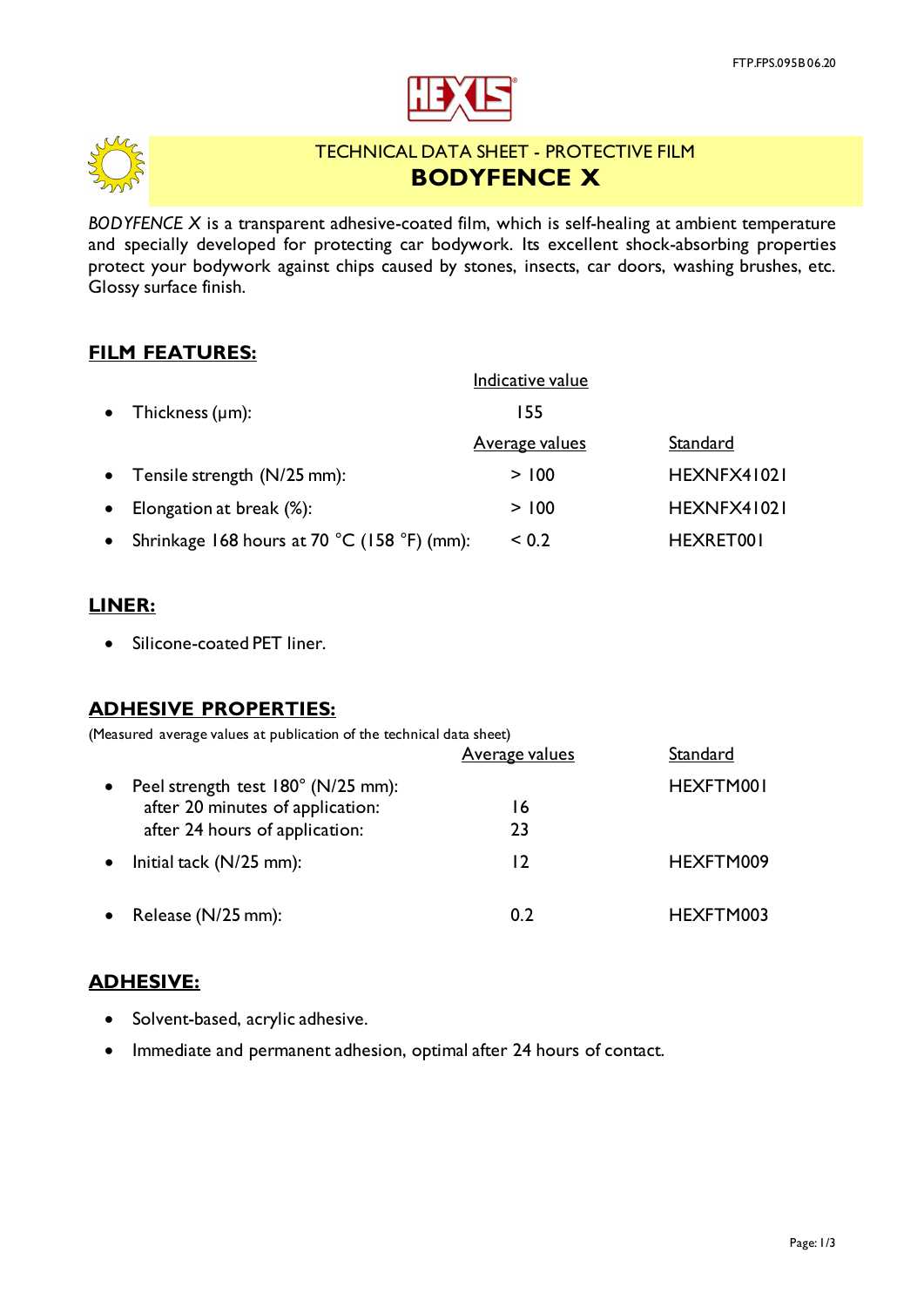# TECHNICAL DATA SHEET - PROTECTIVE FILM

# BODYFENCE X

*BODYFENCE X* is a transparent adhesive-coated film, which is self-healing at ambient temperature and specially developed for protecting car bodywork. Its excellent shock-absorbing properties protect your bodywork against chips caused by stones, insects, car doors, washing brushes, etc. Glossy surface finish.

## FILM FEATURES:

| | Indicative value | |
|---|---|---|
| • Thickness (µm): | 155 | |
| | **Average values** | **Standard** |
| • Tensile strength (N/25 mm): | > 100 | HEXNFX41021 |
| • Elongation at break (%): | > 100 | HEXNFX41021 |
| • Shrinkage 168 hours at 70 °C (158 °F) (mm): | < 0.2 | HEXRET001 |

## LINER:

- Silicone-coated PET liner.

## ADHESIVE PROPERTIES:

(Measured average values at publication of the technical data sheet)

| | Average values | Standard |
|---|---|---|
| • Peel strength test 180° (N/25 mm): | | HEXFTM001 |
| after 20 minutes of application: | 16 | |
| after 24 hours of application: | 23 | |
| • Initial tack (N/25 mm): | 12 | HEXFTM009 |
| • Release (N/25 mm): | 0.2 | HEXFTM003 |

## ADHESIVE:

- Solvent-based, acrylic adhesive.
- Immediate and permanent adhesion, optimal after 24 hours of contact.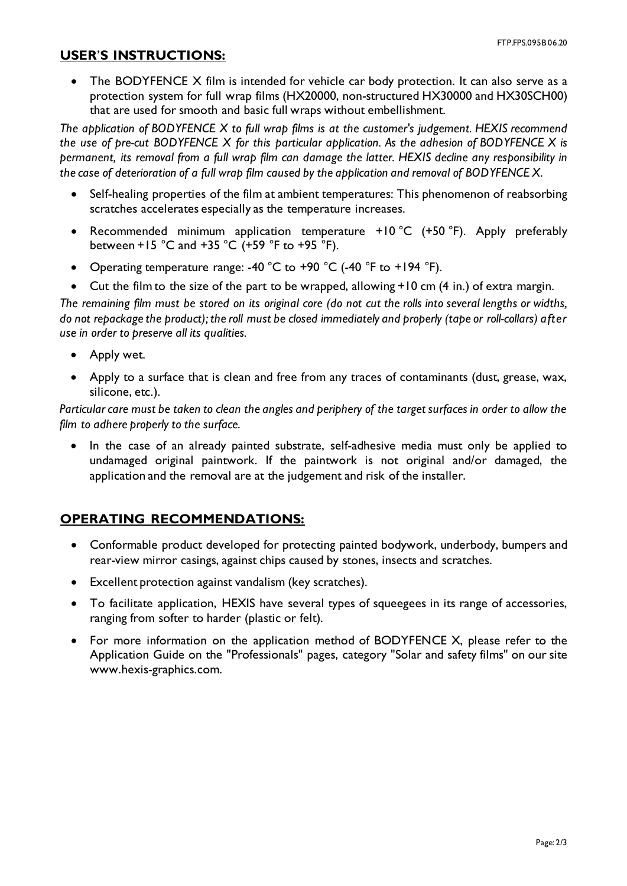## USER'S INSTRUCTIONS:

- The BODYFENCE X film is intended for vehicle car body protection. It can also serve as a protection system for full wrap films (HX20000, non-structured HX30000 and HX30SCH00) that are used for smooth and basic full wraps without embellishment.

*The application of BODYFENCE X to full wrap films is at the customer's judgement. HEXIS recommend the use of pre-cut BODYFENCE X for this particular application. As the adhesion of BODYFENCE X is permanent, its removal from a full wrap film can damage the latter. HEXIS decline any responsibility in the case of deterioration of a full wrap film caused by the application and removal of BODYFENCE X.*

- Self-healing properties of the film at ambient temperatures: This phenomenon of reabsorbing scratches accelerates especially as the temperature increases.
- Recommended minimum application temperature +10 °C (+50 °F). Apply preferably between +15 °C and +35 °C (+59 °F to +95 °F).
- Operating temperature range: -40 °C to +90 °C (-40 °F to +194 °F).
- Cut the film to the size of the part to be wrapped, allowing +10 cm (4 in.) of extra margin.

*The remaining film must be stored on its original core (do not cut the rolls into several lengths or widths, do not repackage the product); the roll must be closed immediately and properly (tape or roll-collars) after use in order to preserve all its qualities.*

- Apply wet.
- Apply to a surface that is clean and free from any traces of contaminants (dust, grease, wax, silicone, etc.).

*Particular care must be taken to clean the angles and periphery of the target surfaces in order to allow the film to adhere properly to the surface.*

- In the case of an already painted substrate, self-adhesive media must only be applied to undamaged original paintwork. If the paintwork is not original and/or damaged, the application and the removal are at the judgement and risk of the installer.

## OPERATING RECOMMENDATIONS:

- Conformable product developed for protecting painted bodywork, underbody, bumpers and rear-view mirror casings, against chips caused by stones, insects and scratches.
- Excellent protection against vandalism (key scratches).
- To facilitate application, HEXIS have several types of squeegees in its range of accessories, ranging from softer to harder (plastic or felt).
- For more information on the application method of BODYFENCE X, please refer to the Application Guide on the "Professionals" pages, category "Solar and safety films" on our site www.hexis-graphics.com.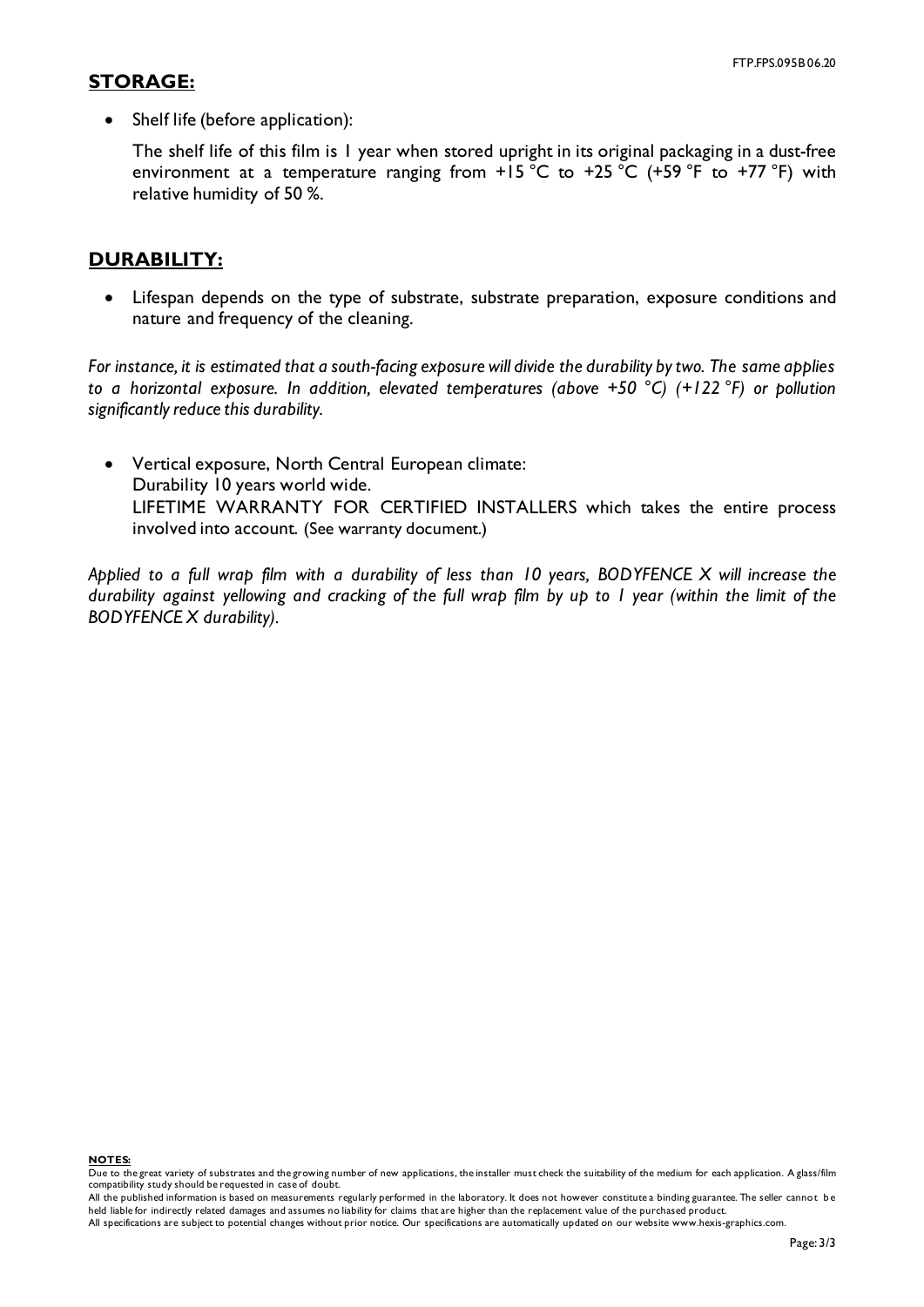## STORAGE:

- Shelf life (before application):

  The shelf life of this film is 1 year when stored upright in its original packaging in a dust-free environment at a temperature ranging from +15 °C to +25 °C (+59 °F to +77 °F) with relative humidity of 50 %.

## DURABILITY:

- Lifespan depends on the type of substrate, substrate preparation, exposure conditions and nature and frequency of the cleaning.

*For instance, it is estimated that a south-facing exposure will divide the durability by two. The same applies to a horizontal exposure. In addition, elevated temperatures (above +50 °C) (+122 °F) or pollution significantly reduce this durability.*

- Vertical exposure, North Central European climate:
  Durability 10 years world wide.
  LIFETIME WARRANTY FOR CERTIFIED INSTALLERS which takes the entire process involved into account. (See warranty document.)

*Applied to a full wrap film with a durability of less than 10 years, BODYFENCE X will increase the durability against yellowing and cracking of the full wrap film by up to 1 year (within the limit of the BODYFENCE X durability).*

**NOTES:**

Due to the great variety of substrates and the growing number of new applications, the installer must check the suitability of the medium for each application. A glass/film compatibility study should be requested in case of doubt.

All the published information is based on measurements regularly performed in the laboratory. It does not however constitute a binding guarantee. The seller cannot be held liable for indirectly related damages and assumes no liability for claims that are higher than the replacement value of the purchased product.

All specifications are subject to potential changes without prior notice. Our specifications are automatically updated on our website www.hexis-graphics.com.